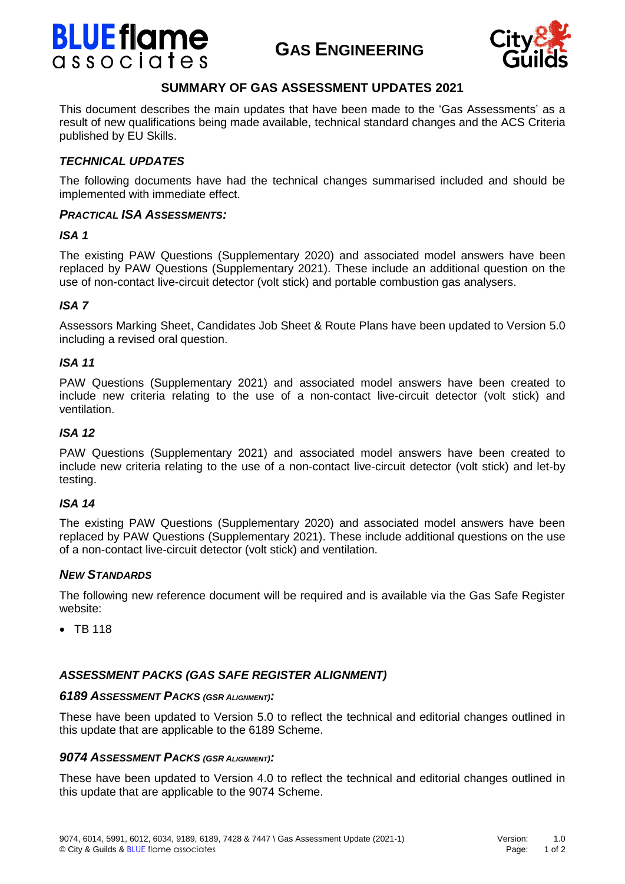# Gas Engineering

## SUMMARY OF GAS ASSESSMENT UPDATES 2021

This document describes the main updates that have been made to the 'Gas Assessments' as a result of new qualifications being made available, technical standard changes and the ACS Criteria published by EU Skills.

### *TECHNICAL UPDATES*

The following documents have had the technical changes summarised included and should be implemented with immediate effect.

#### *PRACTICAL ISA ASSESSMENTS:*

#### *ISA 1*

The existing PAW Questions (Supplementary 2020) and associated model answers have been replaced by PAW Questions (Supplementary 2021). These include an additional question on the use of non-contact live-circuit detector (volt stick) and portable combustion gas analysers.

#### *ISA 7*

Assessors Marking Sheet, Candidates Job Sheet & Route Plans have been updated to Version 5.0 including a revised oral question.

#### *ISA 11*

PAW Questions (Supplementary 2021) and associated model answers have been created to include new criteria relating to the use of a non-contact live-circuit detector (volt stick) and ventilation.

#### *ISA 12*

PAW Questions (Supplementary 2021) and associated model answers have been created to include new criteria relating to the use of a non-contact live-circuit detector (volt stick) and let-by testing.

#### *ISA 14*

The existing PAW Questions (Supplementary 2020) and associated model answers have been replaced by PAW Questions (Supplementary 2021). These include additional questions on the use of a non-contact live-circuit detector (volt stick) and ventilation.

#### *NEW STANDARDS*

The following new reference document will be required and is available via the Gas Safe Register website:

- TB 118

### *ASSESSMENT PACKS (GAS SAFE REGISTER ALIGNMENT)*

#### *6189 ASSESSMENT PACKS (GSR ALIGNMENT):*

These have been updated to Version 5.0 to reflect the technical and editorial changes outlined in this update that are applicable to the 6189 Scheme.

#### *9074 ASSESSMENT PACKS (GSR ALIGNMENT):*

These have been updated to Version 4.0 to reflect the technical and editorial changes outlined in this update that are applicable to the 9074 Scheme.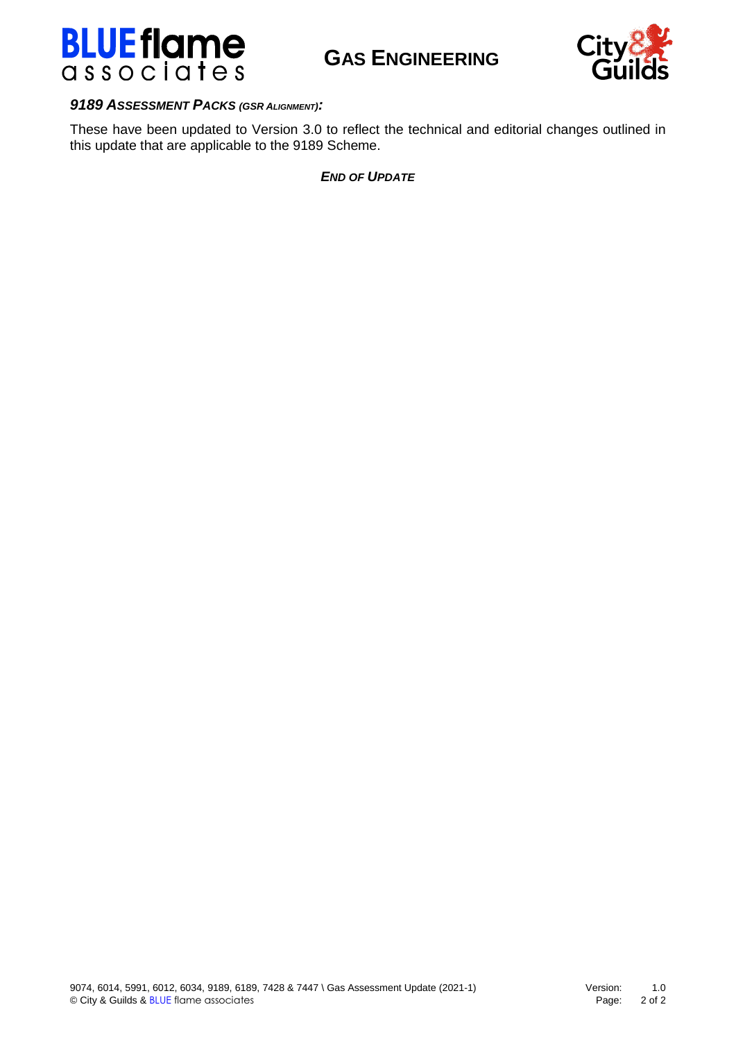### *9189 ASSESSMENT PACKS (GSR ALIGNMENT):*

These have been updated to Version 3.0 to reflect the technical and editorial changes outlined in this update that are applicable to the 9189 Scheme.

***END OF UPDATE***